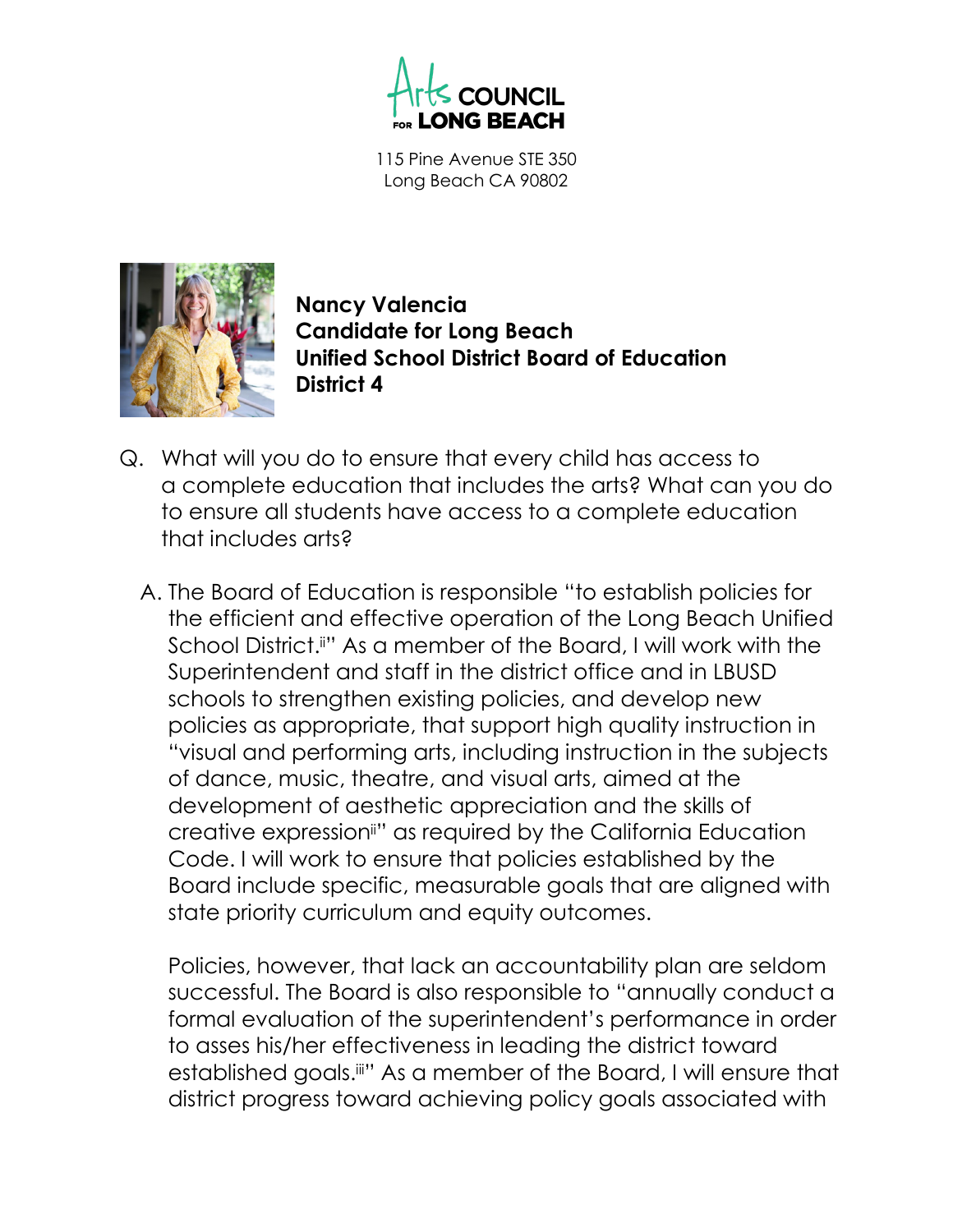Arts COUNCIL FOR LONG BEACH

115 Pine Avenue STE 350
Long Beach CA 90802

**Nancy Valencia**
**Candidate for Long Beach**
**Unified School District Board of Education**
**District 4**

Q. What will you do to ensure that every child has access to a complete education that includes the arts? What can you do to ensure all students have access to a complete education that includes arts?

A. The Board of Education is responsible "to establish policies for the efficient and effective operation of the Long Beach Unified School District.[i]" As a member of the Board, I will work with the Superintendent and staff in the district office and in LBUSD schools to strengthen existing policies, and develop new policies as appropriate, that support high quality instruction in "visual and performing arts, including instruction in the subjects of dance, music, theatre, and visual arts, aimed at the development of aesthetic appreciation and the skills of creative expression[ii]" as required by the California Education Code. I will work to ensure that policies established by the Board include specific, measurable goals that are aligned with state priority curriculum and equity outcomes.

Policies, however, that lack an accountability plan are seldom successful. The Board is also responsible to "annually conduct a formal evaluation of the superintendent's performance in order to asses his/her effectiveness in leading the district toward established goals.[iii]" As a member of the Board, I will ensure that district progress toward achieving policy goals associated with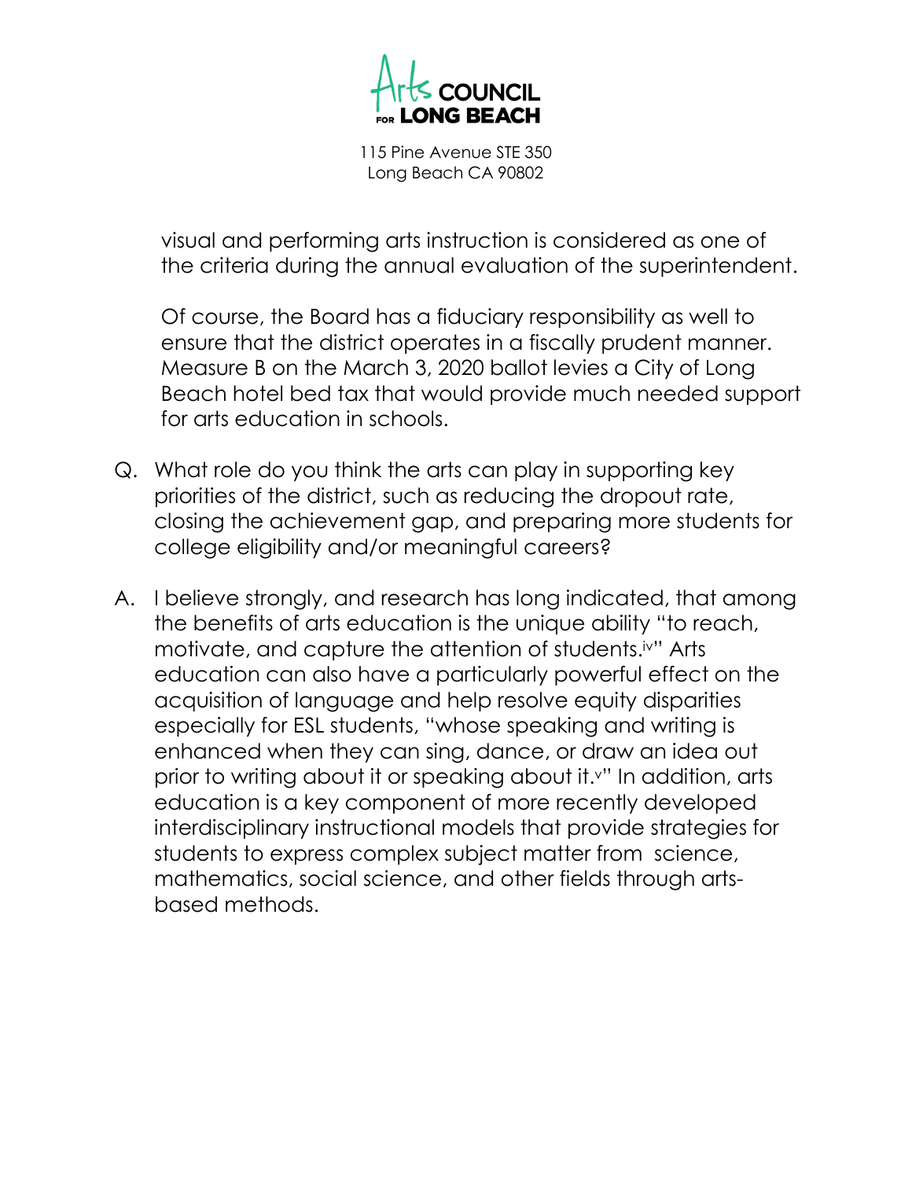visual and performing arts instruction is considered as one of the criteria during the annual evaluation of the superintendent.

Of course, the Board has a fiduciary responsibility as well to ensure that the district operates in a fiscally prudent manner. Measure B on the March 3, 2020 ballot levies a City of Long Beach hotel bed tax that would provide much needed support for arts education in schools.

Q. What role do you think the arts can play in supporting key priorities of the district, such as reducing the dropout rate, closing the achievement gap, and preparing more students for college eligibility and/or meaningful careers?

A. I believe strongly, and research has long indicated, that among the benefits of arts education is the unique ability "to reach, motivate, and capture the attention of students.[iv]" Arts education can also have a particularly powerful effect on the acquisition of language and help resolve equity disparities especially for ESL students, "whose speaking and writing is enhanced when they can sing, dance, or draw an idea out prior to writing about it or speaking about it.[v]" In addition, arts education is a key component of more recently developed interdisciplinary instructional models that provide strategies for students to express complex subject matter from science, mathematics, social science, and other fields through arts-based methods.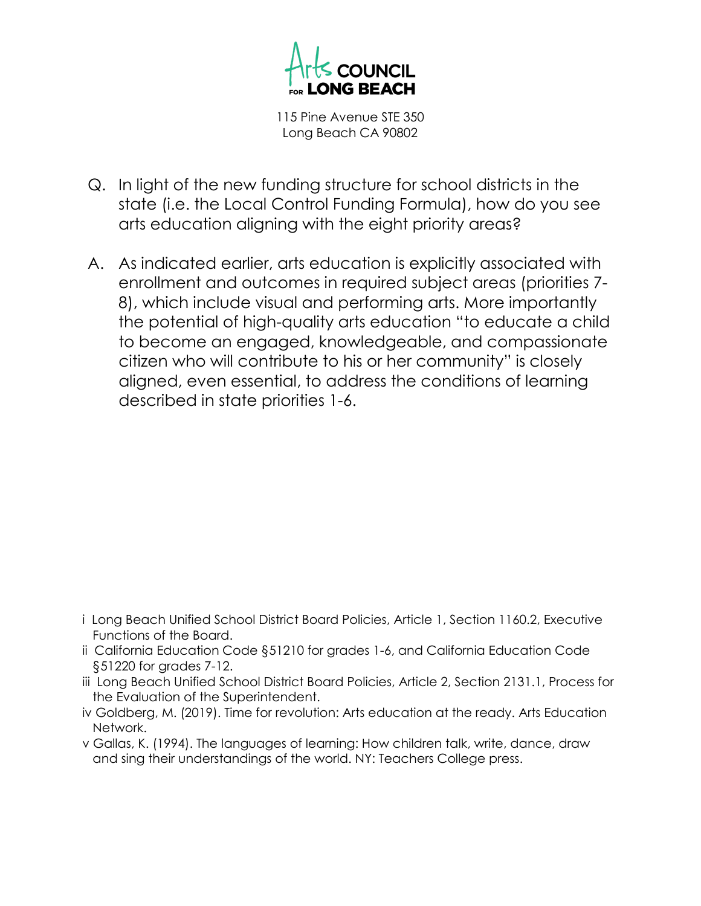Arts COUNCIL FOR LONG BEACH

115 Pine Avenue STE 350
Long Beach CA 90802

Q. In light of the new funding structure for school districts in the state (i.e. the Local Control Funding Formula), how do you see arts education aligning with the eight priority areas?

A. As indicated earlier, arts education is explicitly associated with enrollment and outcomes in required subject areas (priorities 7-8), which include visual and performing arts. More importantly the potential of high-quality arts education "to educate a child to become an engaged, knowledgeable, and compassionate citizen who will contribute to his or her community" is closely aligned, even essential, to address the conditions of learning described in state priorities 1-6.

---

i Long Beach Unified School District Board Policies, Article 1, Section 1160.2, Executive Functions of the Board.

ii California Education Code §51210 for grades 1-6, and California Education Code §51220 for grades 7-12.

iii Long Beach Unified School District Board Policies, Article 2, Section 2131.1, Process for the Evaluation of the Superintendent.

iv Goldberg, M. (2019). Time for revolution: Arts education at the ready. Arts Education Network.

v Gallas, K. (1994). The languages of learning: How children talk, write, dance, draw and sing their understandings of the world. NY: Teachers College press.